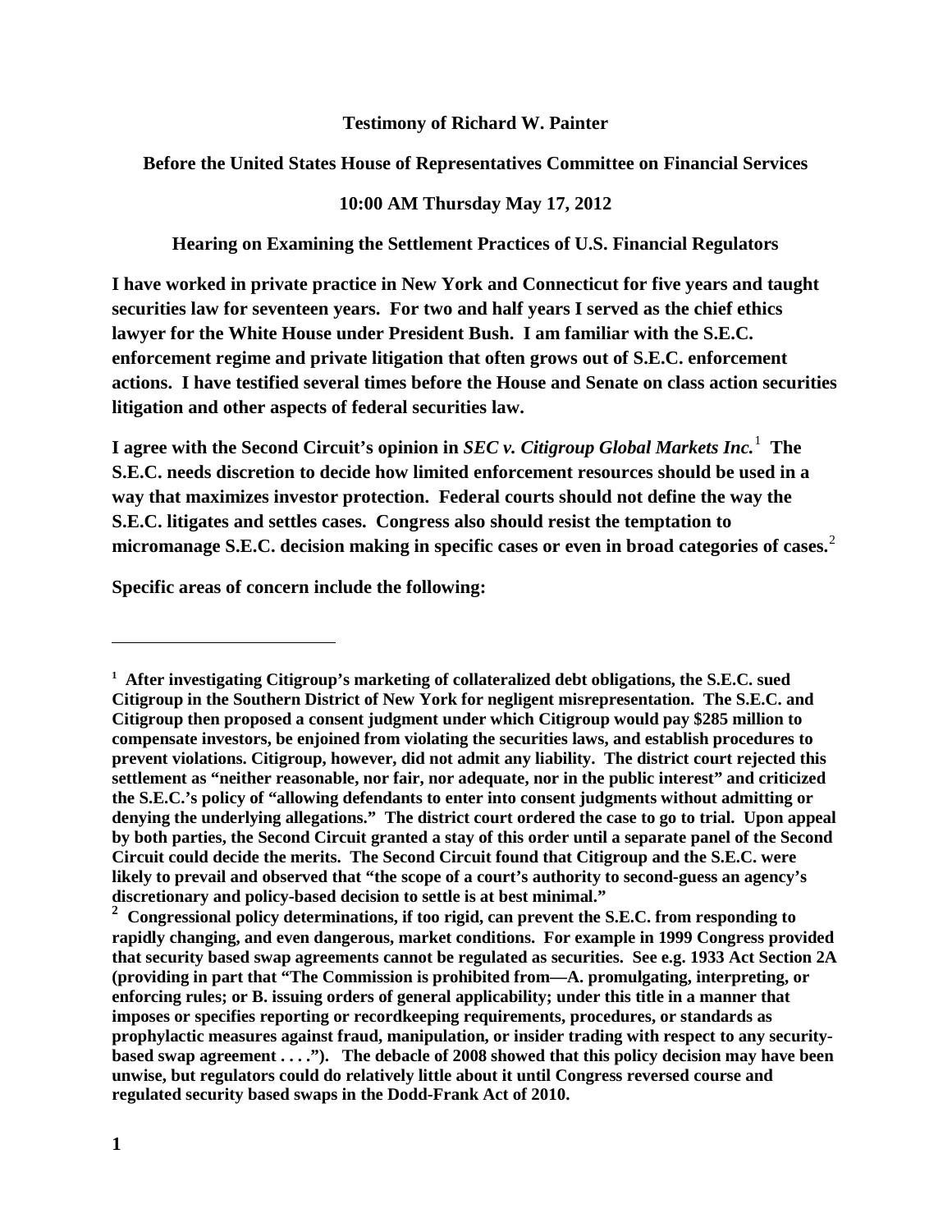**Testimony of Richard W. Painter**

**Before the United States House of Representatives Committee on Financial Services**

**10:00 AM Thursday May 17, 2012**

**Hearing on Examining the Settlement Practices of U.S. Financial Regulators**

**I have worked in private practice in New York and Connecticut for five years and taught securities law for seventeen years. For two and half years I served as the chief ethics lawyer for the White House under President Bush. I am familiar with the S.E.C. enforcement regime and private litigation that often grows out of S.E.C. enforcement actions. I have testified several times before the House and Senate on class action securities litigation and other aspects of federal securities law.**

**I agree with the Second Circuit's opinion in *SEC v. Citigroup Global Markets Inc.*[1] The S.E.C. needs discretion to decide how limited enforcement resources should be used in a way that maximizes investor protection. Federal courts should not define the way the S.E.C. litigates and settles cases. Congress also should resist the temptation to micromanage S.E.C. decision making in specific cases or even in broad categories of cases.[2]**

**Specific areas of concern include the following:**

---

**[1] After investigating Citigroup's marketing of collateralized debt obligations, the S.E.C. sued Citigroup in the Southern District of New York for negligent misrepresentation. The S.E.C. and Citigroup then proposed a consent judgment under which Citigroup would pay $285 million to compensate investors, be enjoined from violating the securities laws, and establish procedures to prevent violations. Citigroup, however, did not admit any liability. The district court rejected this settlement as "neither reasonable, nor fair, nor adequate, nor in the public interest" and criticized the S.E.C.'s policy of "allowing defendants to enter into consent judgments without admitting or denying the underlying allegations." The district court ordered the case to go to trial. Upon appeal by both parties, the Second Circuit granted a stay of this order until a separate panel of the Second Circuit could decide the merits. The Second Circuit found that Citigroup and the S.E.C. were likely to prevail and observed that "the scope of a court's authority to second-guess an agency's discretionary and policy-based decision to settle is at best minimal."**

**[2] Congressional policy determinations, if too rigid, can prevent the S.E.C. from responding to rapidly changing, and even dangerous, market conditions. For example in 1999 Congress provided that security based swap agreements cannot be regulated as securities. See e.g. 1933 Act Section 2A (providing in part that "The Commission is prohibited from—A. promulgating, interpreting, or enforcing rules; or B. issuing orders of general applicability; under this title in a manner that imposes or specifies reporting or recordkeeping requirements, procedures, or standards as prophylactic measures against fraud, manipulation, or insider trading with respect to any security-based swap agreement . . . ."). The debacle of 2008 showed that this policy decision may have been unwise, but regulators could do relatively little about it until Congress reversed course and regulated security based swaps in the Dodd-Frank Act of 2010.**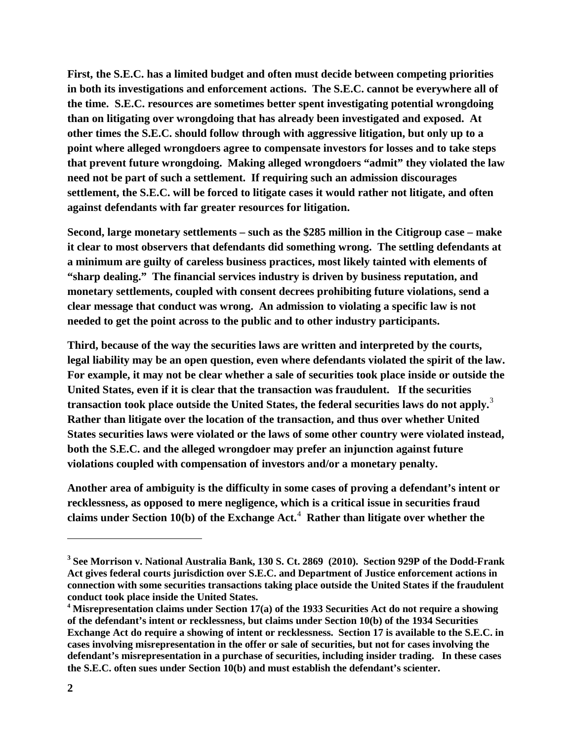**First, the S.E.C. has a limited budget and often must decide between competing priorities in both its investigations and enforcement actions. The S.E.C. cannot be everywhere all of the time. S.E.C. resources are sometimes better spent investigating potential wrongdoing than on litigating over wrongdoing that has already been investigated and exposed. At other times the S.E.C. should follow through with aggressive litigation, but only up to a point where alleged wrongdoers agree to compensate investors for losses and to take steps that prevent future wrongdoing. Making alleged wrongdoers "admit" they violated the law need not be part of such a settlement. If requiring such an admission discourages settlement, the S.E.C. will be forced to litigate cases it would rather not litigate, and often against defendants with far greater resources for litigation.**

**Second, large monetary settlements – such as the $285 million in the Citigroup case – make it clear to most observers that defendants did something wrong. The settling defendants at a minimum are guilty of careless business practices, most likely tainted with elements of "sharp dealing." The financial services industry is driven by business reputation, and monetary settlements, coupled with consent decrees prohibiting future violations, send a clear message that conduct was wrong. An admission to violating a specific law is not needed to get the point across to the public and to other industry participants.**

**Third, because of the way the securities laws are written and interpreted by the courts, legal liability may be an open question, even where defendants violated the spirit of the law. For example, it may not be clear whether a sale of securities took place inside or outside the United States, even if it is clear that the transaction was fraudulent. If the securities transaction took place outside the United States, the federal securities laws do not apply.[3] Rather than litigate over the location of the transaction, and thus over whether United States securities laws were violated or the laws of some other country were violated instead, both the S.E.C. and the alleged wrongdoer may prefer an injunction against future violations coupled with compensation of investors and/or a monetary penalty.**

**Another area of ambiguity is the difficulty in some cases of proving a defendant's intent or recklessness, as opposed to mere negligence, which is a critical issue in securities fraud claims under Section 10(b) of the Exchange Act.[4] Rather than litigate over whether the**

---

**[3] See Morrison v. National Australia Bank, 130 S. Ct. 2869 (2010). Section 929P of the Dodd-Frank Act gives federal courts jurisdiction over S.E.C. and Department of Justice enforcement actions in connection with some securities transactions taking place outside the United States if the fraudulent conduct took place inside the United States.**

**[4] Misrepresentation claims under Section 17(a) of the 1933 Securities Act do not require a showing of the defendant's intent or recklessness, but claims under Section 10(b) of the 1934 Securities Exchange Act do require a showing of intent or recklessness. Section 17 is available to the S.E.C. in cases involving misrepresentation in the offer or sale of securities, but not for cases involving the defendant's misrepresentation in a purchase of securities, including insider trading. In these cases the S.E.C. often sues under Section 10(b) and must establish the defendant's scienter.**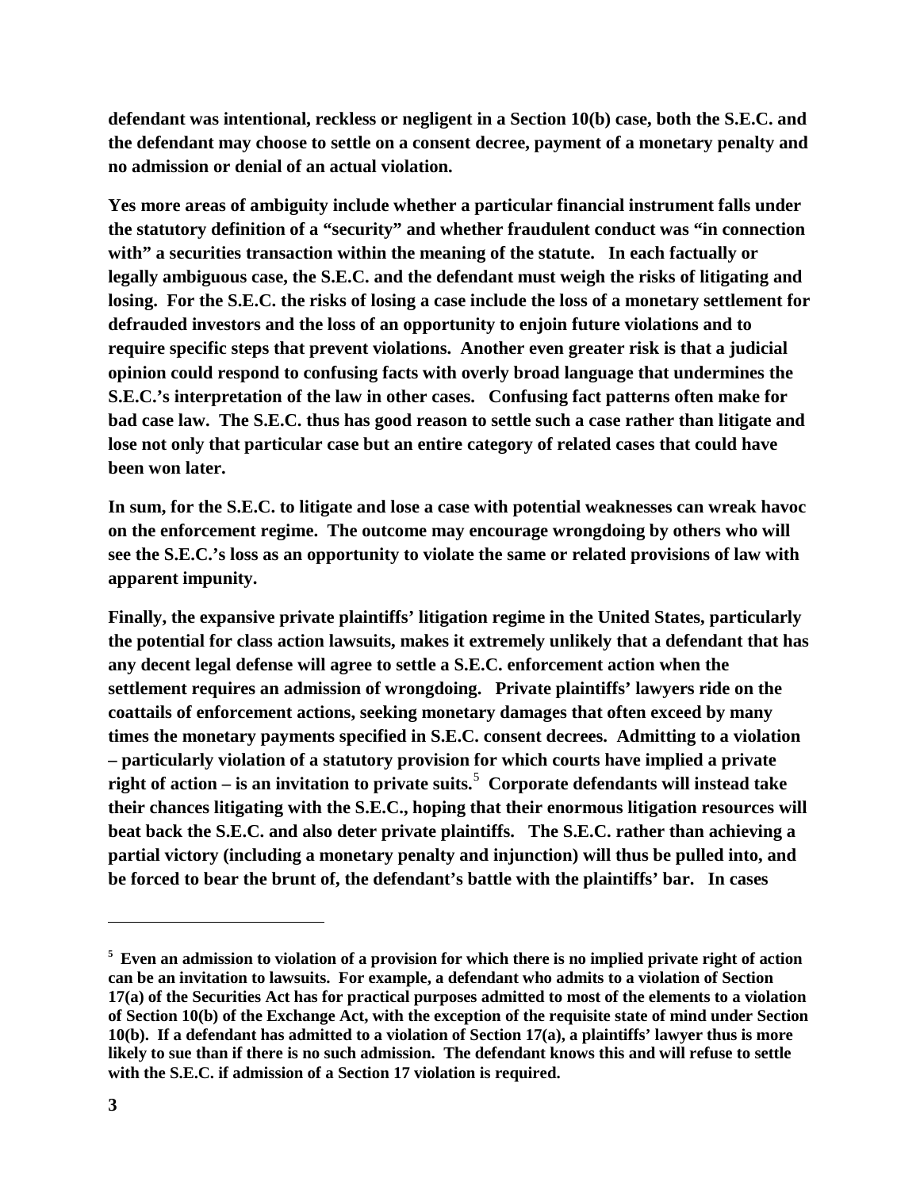**defendant was intentional, reckless or negligent in a Section 10(b) case, both the S.E.C. and the defendant may choose to settle on a consent decree, payment of a monetary penalty and no admission or denial of an actual violation.**

**Yes more areas of ambiguity include whether a particular financial instrument falls under the statutory definition of a "security" and whether fraudulent conduct was "in connection with" a securities transaction within the meaning of the statute. In each factually or legally ambiguous case, the S.E.C. and the defendant must weigh the risks of litigating and losing. For the S.E.C. the risks of losing a case include the loss of a monetary settlement for defrauded investors and the loss of an opportunity to enjoin future violations and to require specific steps that prevent violations. Another even greater risk is that a judicial opinion could respond to confusing facts with overly broad language that undermines the S.E.C.'s interpretation of the law in other cases. Confusing fact patterns often make for bad case law. The S.E.C. thus has good reason to settle such a case rather than litigate and lose not only that particular case but an entire category of related cases that could have been won later.**

**In sum, for the S.E.C. to litigate and lose a case with potential weaknesses can wreak havoc on the enforcement regime. The outcome may encourage wrongdoing by others who will see the S.E.C.'s loss as an opportunity to violate the same or related provisions of law with apparent impunity.**

**Finally, the expansive private plaintiffs' litigation regime in the United States, particularly the potential for class action lawsuits, makes it extremely unlikely that a defendant that has any decent legal defense will agree to settle a S.E.C. enforcement action when the settlement requires an admission of wrongdoing. Private plaintiffs' lawyers ride on the coattails of enforcement actions, seeking monetary damages that often exceed by many times the monetary payments specified in S.E.C. consent decrees. Admitting to a violation – particularly violation of a statutory provision for which courts have implied a private right of action – is an invitation to private suits.[5] Corporate defendants will instead take their chances litigating with the S.E.C., hoping that their enormous litigation resources will beat back the S.E.C. and also deter private plaintiffs. The S.E.C. rather than achieving a partial victory (including a monetary penalty and injunction) will thus be pulled into, and be forced to bear the brunt of, the defendant's battle with the plaintiffs' bar. In cases**

---

[5] **Even an admission to violation of a provision for which there is no implied private right of action can be an invitation to lawsuits. For example, a defendant who admits to a violation of Section 17(a) of the Securities Act has for practical purposes admitted to most of the elements to a violation of Section 10(b) of the Exchange Act, with the exception of the requisite state of mind under Section 10(b). If a defendant has admitted to a violation of Section 17(a), a plaintiffs' lawyer thus is more likely to sue than if there is no such admission. The defendant knows this and will refuse to settle with the S.E.C. if admission of a Section 17 violation is required.**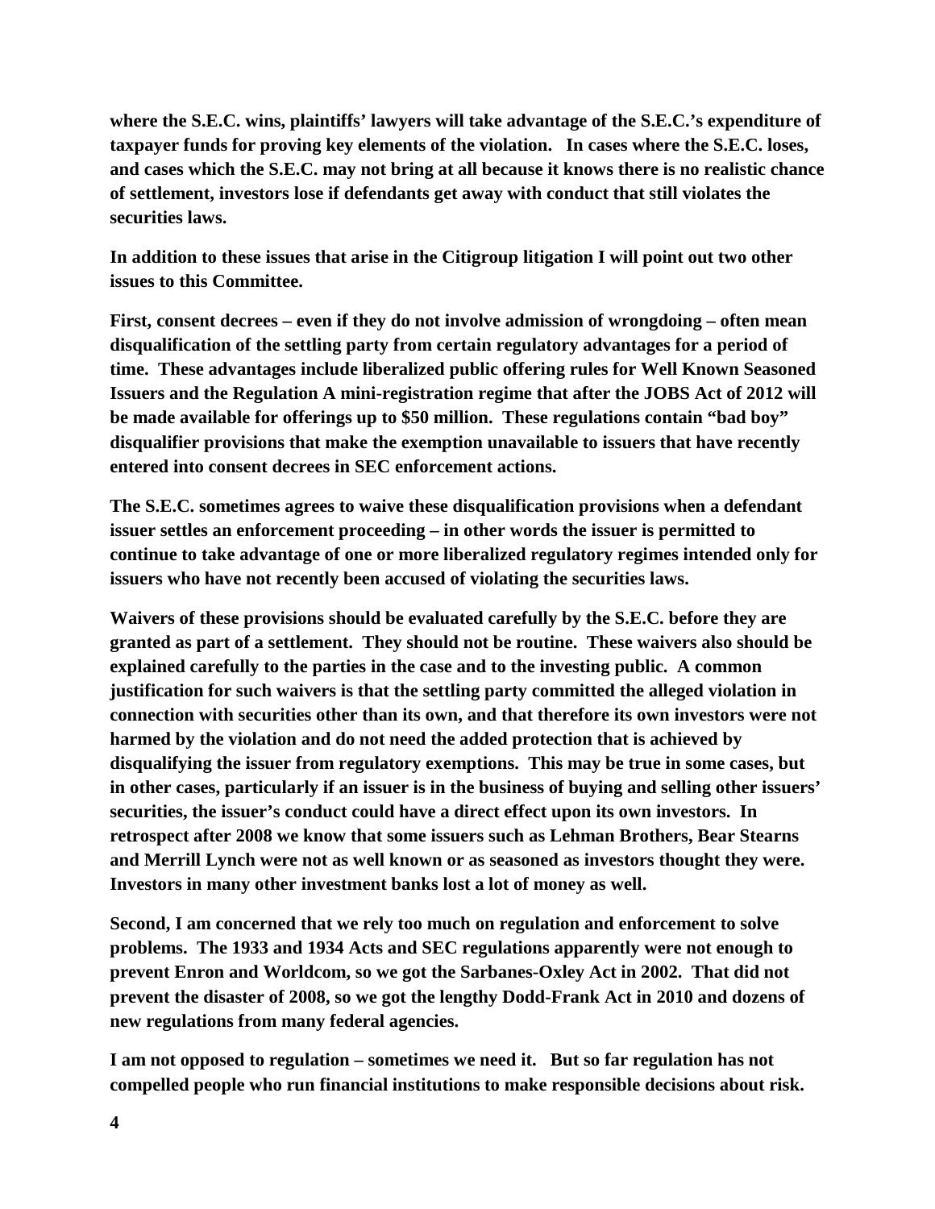**where the S.E.C. wins, plaintiffs' lawyers will take advantage of the S.E.C.'s expenditure of taxpayer funds for proving key elements of the violation. In cases where the S.E.C. loses, and cases which the S.E.C. may not bring at all because it knows there is no realistic chance of settlement, investors lose if defendants get away with conduct that still violates the securities laws.**

**In addition to these issues that arise in the Citigroup litigation I will point out two other issues to this Committee.**

**First, consent decrees – even if they do not involve admission of wrongdoing – often mean disqualification of the settling party from certain regulatory advantages for a period of time. These advantages include liberalized public offering rules for Well Known Seasoned Issuers and the Regulation A mini-registration regime that after the JOBS Act of 2012 will be made available for offerings up to $50 million. These regulations contain "bad boy" disqualifier provisions that make the exemption unavailable to issuers that have recently entered into consent decrees in SEC enforcement actions.**

**The S.E.C. sometimes agrees to waive these disqualification provisions when a defendant issuer settles an enforcement proceeding – in other words the issuer is permitted to continue to take advantage of one or more liberalized regulatory regimes intended only for issuers who have not recently been accused of violating the securities laws.**

**Waivers of these provisions should be evaluated carefully by the S.E.C. before they are granted as part of a settlement. They should not be routine. These waivers also should be explained carefully to the parties in the case and to the investing public. A common justification for such waivers is that the settling party committed the alleged violation in connection with securities other than its own, and that therefore its own investors were not harmed by the violation and do not need the added protection that is achieved by disqualifying the issuer from regulatory exemptions. This may be true in some cases, but in other cases, particularly if an issuer is in the business of buying and selling other issuers' securities, the issuer's conduct could have a direct effect upon its own investors. In retrospect after 2008 we know that some issuers such as Lehman Brothers, Bear Stearns and Merrill Lynch were not as well known or as seasoned as investors thought they were. Investors in many other investment banks lost a lot of money as well.**

**Second, I am concerned that we rely too much on regulation and enforcement to solve problems. The 1933 and 1934 Acts and SEC regulations apparently were not enough to prevent Enron and Worldcom, so we got the Sarbanes-Oxley Act in 2002. That did not prevent the disaster of 2008, so we got the lengthy Dodd-Frank Act in 2010 and dozens of new regulations from many federal agencies.**

**I am not opposed to regulation – sometimes we need it. But so far regulation has not compelled people who run financial institutions to make responsible decisions about risk.**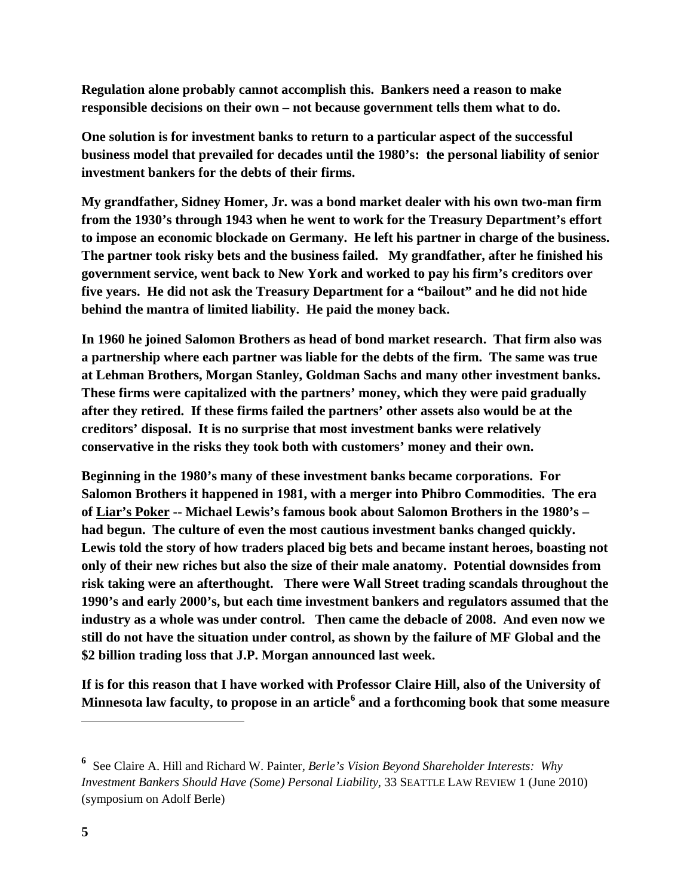**Regulation alone probably cannot accomplish this. Bankers need a reason to make responsible decisions on their own – not because government tells them what to do.**

**One solution is for investment banks to return to a particular aspect of the successful business model that prevailed for decades until the 1980's: the personal liability of senior investment bankers for the debts of their firms.**

**My grandfather, Sidney Homer, Jr. was a bond market dealer with his own two-man firm from the 1930's through 1943 when he went to work for the Treasury Department's effort to impose an economic blockade on Germany. He left his partner in charge of the business. The partner took risky bets and the business failed. My grandfather, after he finished his government service, went back to New York and worked to pay his firm's creditors over five years. He did not ask the Treasury Department for a "bailout" and he did not hide behind the mantra of limited liability. He paid the money back.**

**In 1960 he joined Salomon Brothers as head of bond market research. That firm also was a partnership where each partner was liable for the debts of the firm. The same was true at Lehman Brothers, Morgan Stanley, Goldman Sachs and many other investment banks. These firms were capitalized with the partners' money, which they were paid gradually after they retired. If these firms failed the partners' other assets also would be at the creditors' disposal. It is no surprise that most investment banks were relatively conservative in the risks they took both with customers' money and their own.**

**Beginning in the 1980's many of these investment banks became corporations. For Salomon Brothers it happened in 1981, with a merger into Phibro Commodities. The era of <u>Liar's Poker</u> -- Michael Lewis's famous book about Salomon Brothers in the 1980's – had begun. The culture of even the most cautious investment banks changed quickly. Lewis told the story of how traders placed big bets and became instant heroes, boasting not only of their new riches but also the size of their male anatomy. Potential downsides from risk taking were an afterthought. There were Wall Street trading scandals throughout the 1990's and early 2000's, but each time investment bankers and regulators assumed that the industry as a whole was under control. Then came the debacle of 2008. And even now we still do not have the situation under control, as shown by the failure of MF Global and the $2 billion trading loss that J.P. Morgan announced last week.**

**If is for this reason that I have worked with Professor Claire Hill, also of the University of Minnesota law faculty, to propose in an article[6] and a forthcoming book that some measure**

---

[6] See Claire A. Hill and Richard W. Painter, *Berle's Vision Beyond Shareholder Interests: Why Investment Bankers Should Have (Some) Personal Liability*, 33 SEATTLE LAW REVIEW 1 (June 2010) (symposium on Adolf Berle)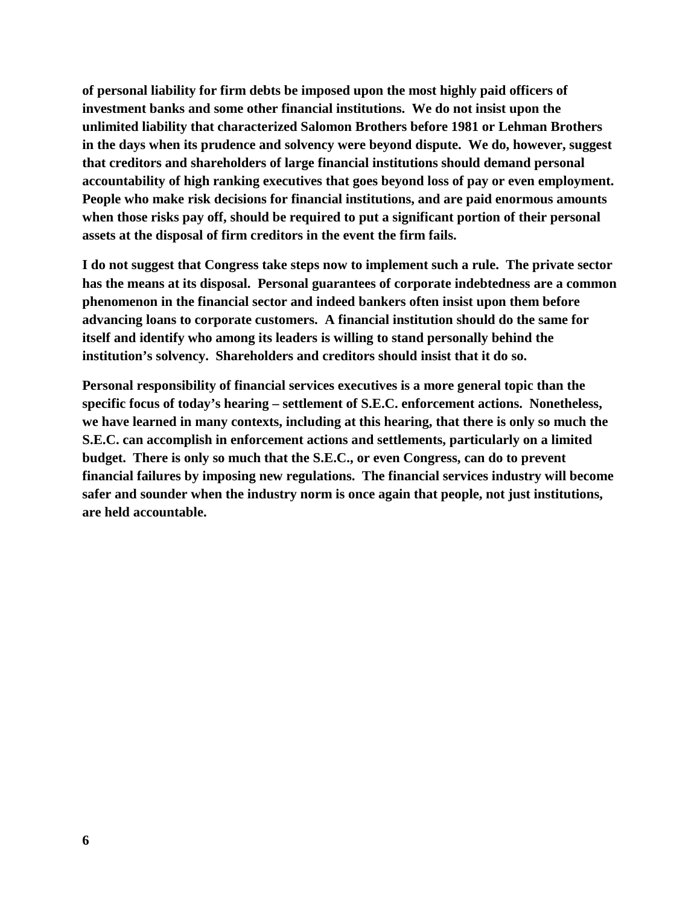**of personal liability for firm debts be imposed upon the most highly paid officers of investment banks and some other financial institutions. We do not insist upon the unlimited liability that characterized Salomon Brothers before 1981 or Lehman Brothers in the days when its prudence and solvency were beyond dispute. We do, however, suggest that creditors and shareholders of large financial institutions should demand personal accountability of high ranking executives that goes beyond loss of pay or even employment. People who make risk decisions for financial institutions, and are paid enormous amounts when those risks pay off, should be required to put a significant portion of their personal assets at the disposal of firm creditors in the event the firm fails.**

**I do not suggest that Congress take steps now to implement such a rule. The private sector has the means at its disposal. Personal guarantees of corporate indebtedness are a common phenomenon in the financial sector and indeed bankers often insist upon them before advancing loans to corporate customers. A financial institution should do the same for itself and identify who among its leaders is willing to stand personally behind the institution's solvency. Shareholders and creditors should insist that it do so.**

**Personal responsibility of financial services executives is a more general topic than the specific focus of today's hearing – settlement of S.E.C. enforcement actions. Nonetheless, we have learned in many contexts, including at this hearing, that there is only so much the S.E.C. can accomplish in enforcement actions and settlements, particularly on a limited budget. There is only so much that the S.E.C., or even Congress, can do to prevent financial failures by imposing new regulations. The financial services industry will become safer and sounder when the industry norm is once again that people, not just institutions, are held accountable.**